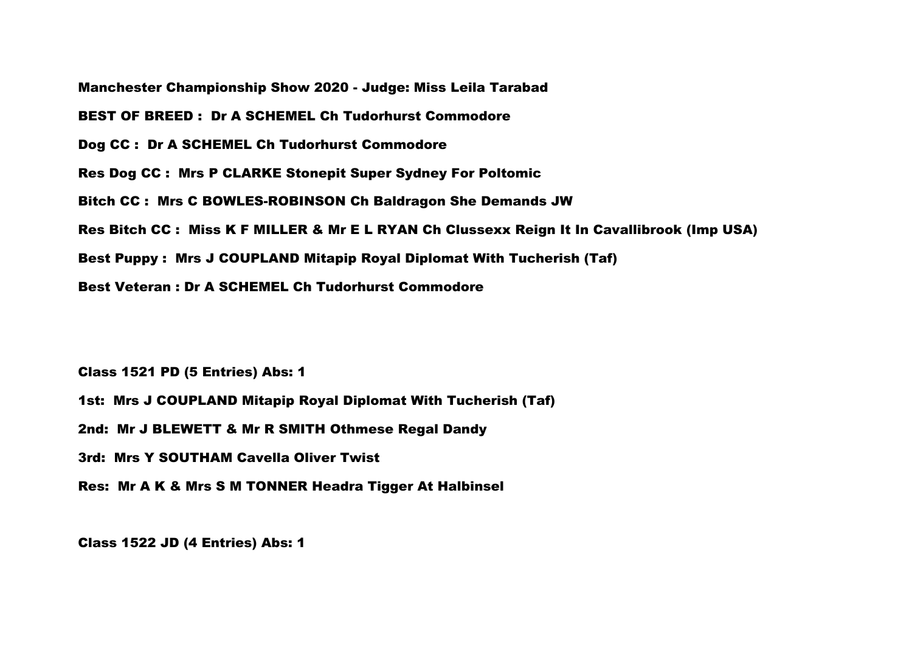**Manchester Championship Show 2020 - Judge: Miss Leila Tarabad**

**BEST OF BREED : Dr A SCHEMEL Ch Tudorhurst Commodore**

**Dog CC : Dr A SCHEMEL Ch Tudorhurst Commodore**

**Res Dog CC : Mrs P CLARKE Stonepit Super Sydney For Poltomic**

**Bitch CC : Mrs C BOWLES-ROBINSON Ch Baldragon She Demands JW**

**Res Bitch CC : Miss K F MILLER & Mr E L RYAN Ch Clussexx Reign It In Cavallibrook (Imp USA)**

**Best Puppy : Mrs J COUPLAND Mitapip Royal Diplomat With Tucherish (Taf)**

**Best Veteran : Dr A SCHEMEL Ch Tudorhurst Commodore**

**Class 1521 PD (5 Entries) Abs: 1**

**1st: Mrs J COUPLAND Mitapip Royal Diplomat With Tucherish (Taf)**

**2nd: Mr J BLEWETT & Mr R SMITH Othmese Regal Dandy**

**3rd: Mrs Y SOUTHAM Cavella Oliver Twist**

**Res: Mr A K & Mrs S M TONNER Headra Tigger At Halbinsel**

**Class 1522 JD (4 Entries) Abs: 1**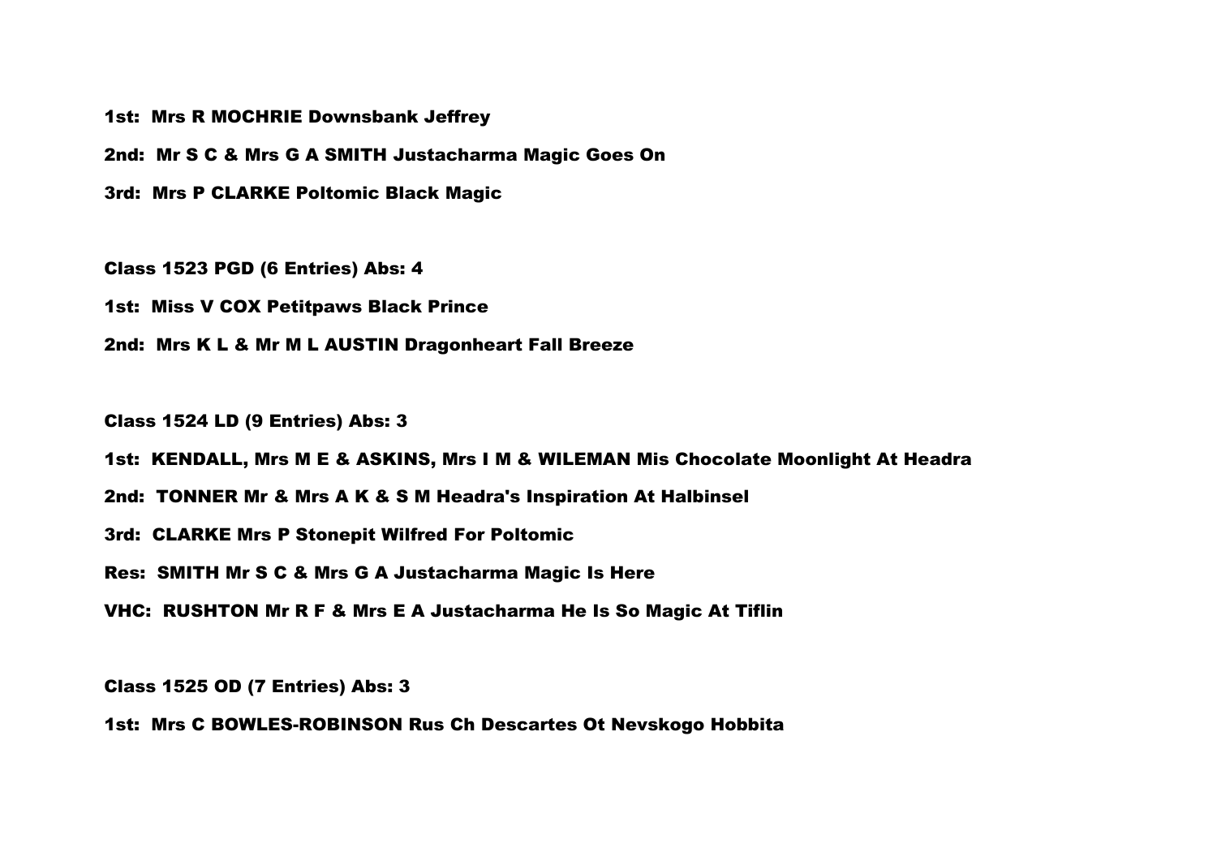**1st: Mrs R MOCHRIE Downsbank Jeffrey**

**2nd: Mr S C & Mrs G A SMITH Justacharma Magic Goes On**

**3rd: Mrs P CLARKE Poltomic Black Magic**

**Class 1523 PGD (6 Entries) Abs: 4**

**1st: Miss V COX Petitpaws Black Prince**

**2nd: Mrs K L & Mr M L AUSTIN Dragonheart Fall Breeze**

**Class 1524 LD (9 Entries) Abs: 3**

**1st: KENDALL, Mrs M E & ASKINS, Mrs I M & WILEMAN Mis Chocolate Moonlight At Headra**

**2nd: TONNER Mr & Mrs A K & S M Headra's Inspiration At Halbinsel**

**3rd: CLARKE Mrs P Stonepit Wilfred For Poltomic**

**Res: SMITH Mr S C & Mrs G A Justacharma Magic Is Here**

**VHC: RUSHTON Mr R F & Mrs E A Justacharma He Is So Magic At Tiflin**

**Class 1525 OD (7 Entries) Abs: 3**

**1st: Mrs C BOWLES-ROBINSON Rus Ch Descartes Ot Nevskogo Hobbita**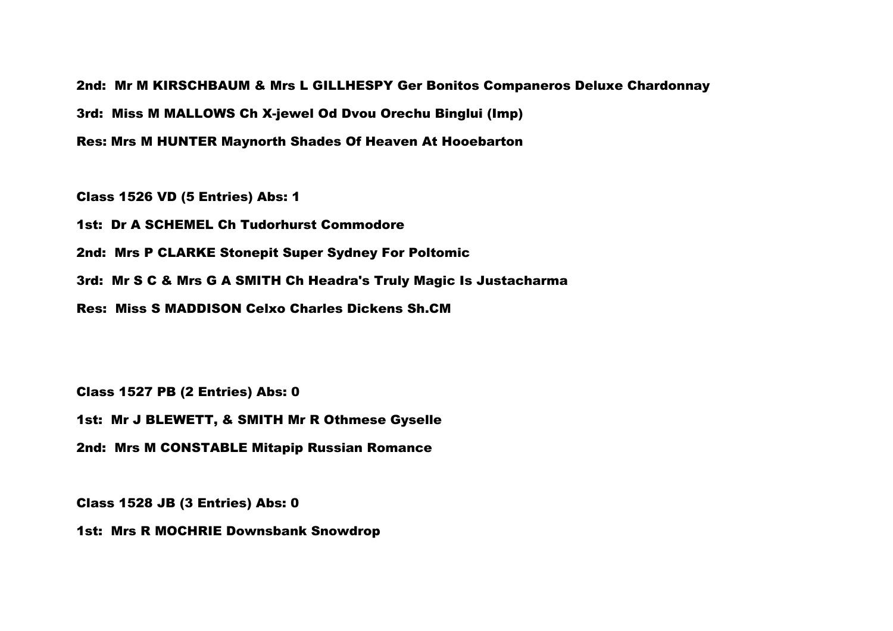**2nd: Mr M KIRSCHBAUM & Mrs L GILLHESPY Ger Bonitos Companeros Deluxe Chardonnay**

**3rd: Miss M MALLOWS Ch X-jewel Od Dvou Orechu Binglui (Imp)**

**Res: Mrs M HUNTER Maynorth Shades Of Heaven At Hooebarton**

**Class 1526 VD (5 Entries) Abs: 1**

**1st: Dr A SCHEMEL Ch Tudorhurst Commodore**

**2nd: Mrs P CLARKE Stonepit Super Sydney For Poltomic**

**3rd: Mr S C & Mrs G A SMITH Ch Headra's Truly Magic Is Justacharma**

**Res: Miss S MADDISON Celxo Charles Dickens Sh.CM**

**Class 1527 PB (2 Entries) Abs: 0**

**1st: Mr J BLEWETT, & SMITH Mr R Othmese Gyselle**

**2nd: Mrs M CONSTABLE Mitapip Russian Romance**

**Class 1528 JB (3 Entries) Abs: 0**

**1st: Mrs R MOCHRIE Downsbank Snowdrop**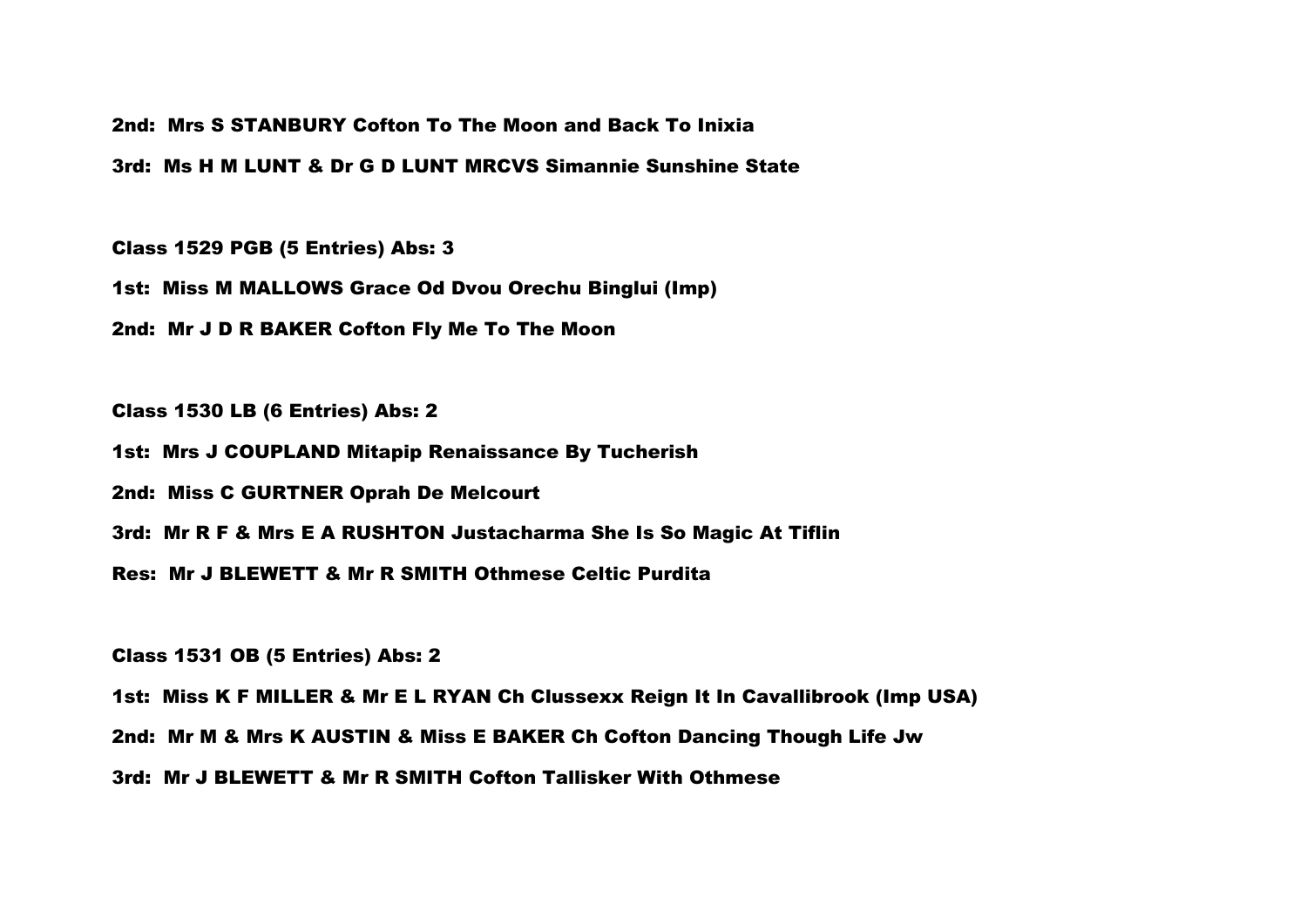**2nd: Mrs S STANBURY Cofton To The Moon and Back To Inixia**

**3rd: Ms H M LUNT & Dr G D LUNT MRCVS Simannie Sunshine State**

**Class 1529 PGB (5 Entries) Abs: 3**

**1st: Miss M MALLOWS Grace Od Dvou Orechu Binglui (Imp)**

**2nd: Mr J D R BAKER Cofton Fly Me To The Moon**

**Class 1530 LB (6 Entries) Abs: 2**

**1st: Mrs J COUPLAND Mitapip Renaissance By Tucherish**

**2nd: Miss C GURTNER Oprah De Melcourt**

**3rd: Mr R F & Mrs E A RUSHTON Justacharma She Is So Magic At Tiflin**

**Res: Mr J BLEWETT & Mr R SMITH Othmese Celtic Purdita**

**Class 1531 OB (5 Entries) Abs: 2**

**1st: Miss K F MILLER & Mr E L RYAN Ch Clussexx Reign It In Cavallibrook (Imp USA)**

**2nd: Mr M & Mrs K AUSTIN & Miss E BAKER Ch Cofton Dancing Though Life Jw**

**3rd: Mr J BLEWETT & Mr R SMITH Cofton Tallisker With Othmese**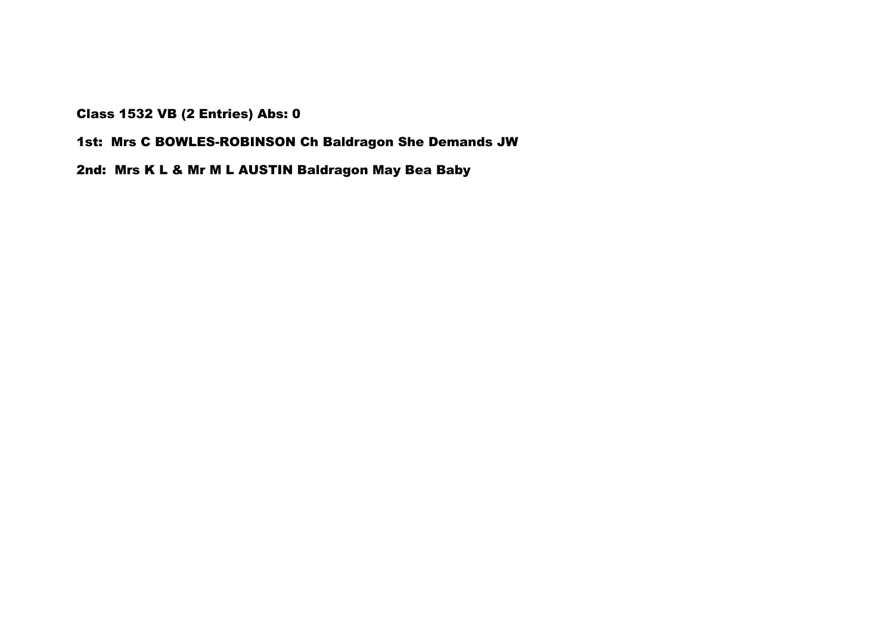**Class 1532 VB (2 Entries) Abs: 0**

**1st: Mrs C BOWLES-ROBINSON Ch Baldragon She Demands JW**

**2nd: Mrs K L & Mr M L AUSTIN Baldragon May Bea Baby**